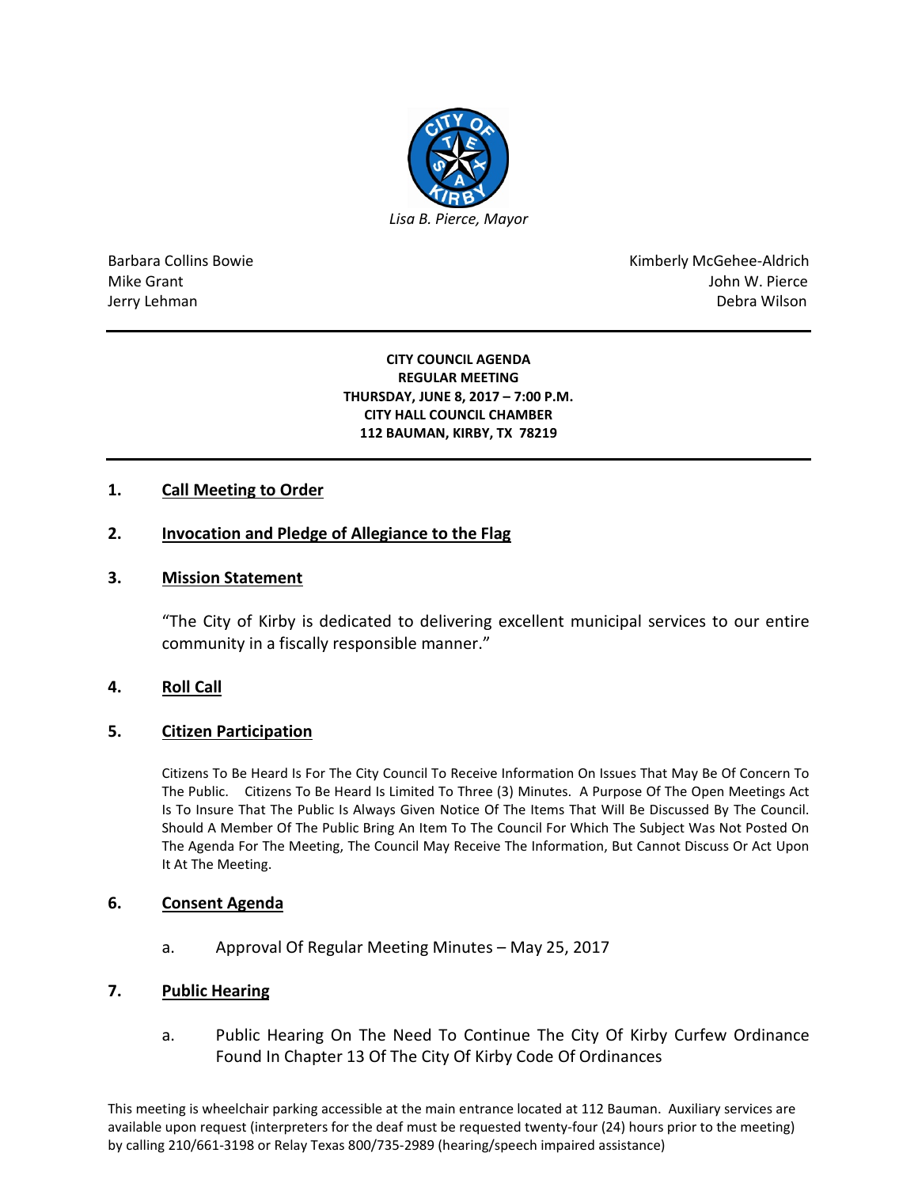*Lisa B. Pierce, Mayor*

Barbara Collins Bowie
Mike Grant
Jerry Lehman

Kimberly McGehee-Aldrich
John W. Pierce
Debra Wilson

---

**CITY COUNCIL AGENDA**
**REGULAR MEETING**
**THURSDAY, JUNE 8, 2017 – 7:00 P.M.**
**CITY HALL COUNCIL CHAMBER**
**112 BAUMAN, KIRBY, TX 78219**

---

## 1. Call Meeting to Order

## 2. Invocation and Pledge of Allegiance to the Flag

## 3. Mission Statement

"The City of Kirby is dedicated to delivering excellent municipal services to our entire community in a fiscally responsible manner."

## 4. Roll Call

## 5. Citizen Participation

Citizens To Be Heard Is For The City Council To Receive Information On Issues That May Be Of Concern To The Public. Citizens To Be Heard Is Limited To Three (3) Minutes. A Purpose Of The Open Meetings Act Is To Insure That The Public Is Always Given Notice Of The Items That Will Be Discussed By The Council. Should A Member Of The Public Bring An Item To The Council For Which The Subject Was Not Posted On The Agenda For The Meeting, The Council May Receive The Information, But Cannot Discuss Or Act Upon It At The Meeting.

## 6. Consent Agenda

a. Approval Of Regular Meeting Minutes – May 25, 2017

## 7. Public Hearing

a. Public Hearing On The Need To Continue The City Of Kirby Curfew Ordinance Found In Chapter 13 Of The City Of Kirby Code Of Ordinances

This meeting is wheelchair parking accessible at the main entrance located at 112 Bauman. Auxiliary services are available upon request (interpreters for the deaf must be requested twenty-four (24) hours prior to the meeting) by calling 210/661-3198 or Relay Texas 800/735-2989 (hearing/speech impaired assistance)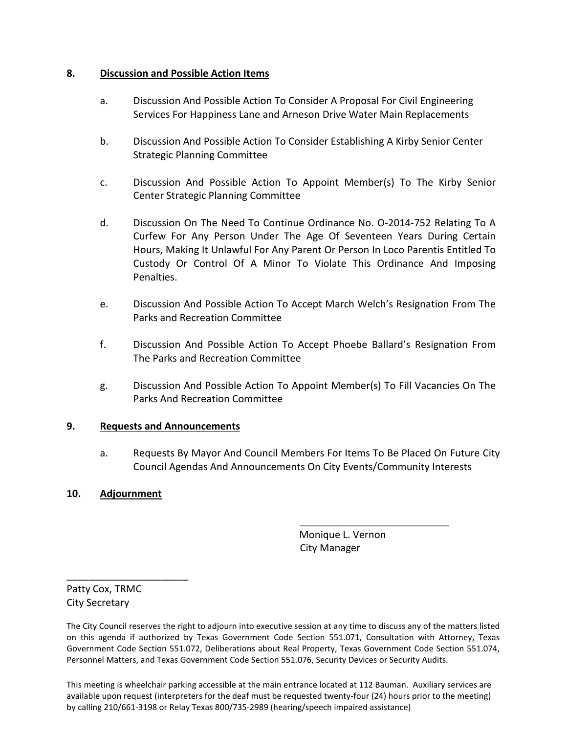**8. Discussion and Possible Action Items**

a. Discussion And Possible Action To Consider A Proposal For Civil Engineering Services For Happiness Lane and Arneson Drive Water Main Replacements

b. Discussion And Possible Action To Consider Establishing A Kirby Senior Center Strategic Planning Committee

c. Discussion And Possible Action To Appoint Member(s) To The Kirby Senior Center Strategic Planning Committee

d. Discussion On The Need To Continue Ordinance No. O-2014-752 Relating To A Curfew For Any Person Under The Age Of Seventeen Years During Certain Hours, Making It Unlawful For Any Parent Or Person In Loco Parentis Entitled To Custody Or Control Of A Minor To Violate This Ordinance And Imposing Penalties.

e. Discussion And Possible Action To Accept March Welch's Resignation From The Parks and Recreation Committee

f. Discussion And Possible Action To Accept Phoebe Ballard's Resignation From The Parks and Recreation Committee

g. Discussion And Possible Action To Appoint Member(s) To Fill Vacancies On The Parks And Recreation Committee

**9. Requests and Announcements**

a. Requests By Mayor And Council Members For Items To Be Placed On Future City Council Agendas And Announcements On City Events/Community Interests

**10. Adjournment**

\_\_\_\_\_\_\_\_\_\_\_\_\_\_\_\_\_\_\_\_\_\_\_\_\_\_\_
Monique L. Vernon
City Manager

\_\_\_\_\_\_\_\_\_\_\_\_\_\_\_\_\_\_\_\_\_\_\_
Patty Cox, TRMC
City Secretary

The City Council reserves the right to adjourn into executive session at any time to discuss any of the matters listed on this agenda if authorized by Texas Government Code Section 551.071, Consultation with Attorney, Texas Government Code Section 551.072, Deliberations about Real Property, Texas Government Code Section 551.074, Personnel Matters, and Texas Government Code Section 551.076, Security Devices or Security Audits.

This meeting is wheelchair parking accessible at the main entrance located at 112 Bauman. Auxiliary services are available upon request (interpreters for the deaf must be requested twenty-four (24) hours prior to the meeting) by calling 210/661-3198 or Relay Texas 800/735-2989 (hearing/speech impaired assistance)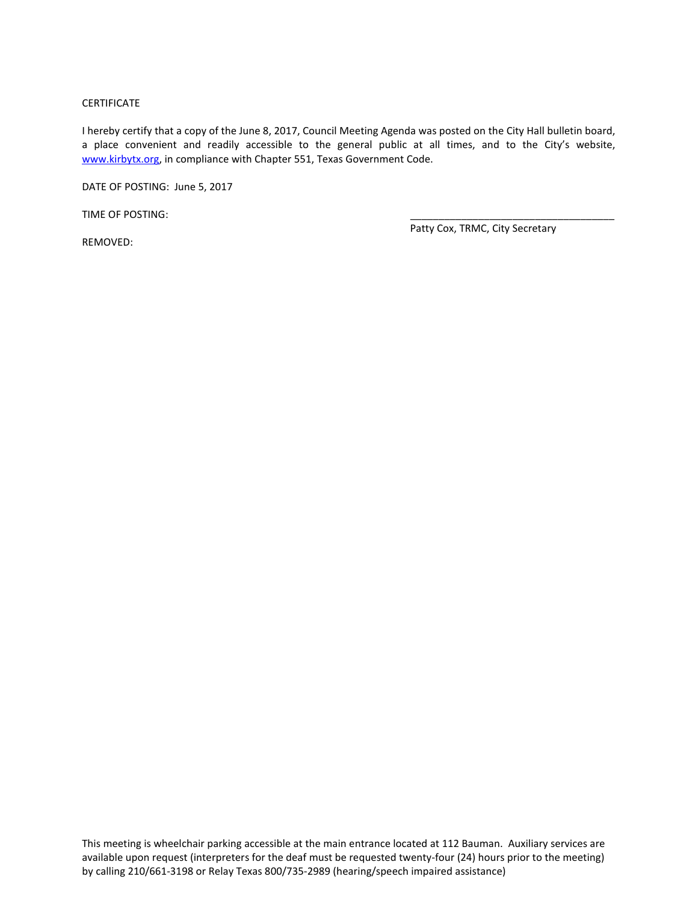CERTIFICATE

I hereby certify that a copy of the June 8, 2017, Council Meeting Agenda was posted on the City Hall bulletin board, a place convenient and readily accessible to the general public at all times, and to the City's website, www.kirbytx.org, in compliance with Chapter 551, Texas Government Code.

DATE OF POSTING: June 5, 2017

TIME OF POSTING:

\_\_\_\_\_\_\_\_\_\_\_\_\_\_\_\_\_\_\_\_\_\_\_\_\_\_\_\_\_\_\_\_\_\_\_\_

Patty Cox, TRMC, City Secretary

REMOVED:

This meeting is wheelchair parking accessible at the main entrance located at 112 Bauman. Auxiliary services are available upon request (interpreters for the deaf must be requested twenty-four (24) hours prior to the meeting) by calling 210/661-3198 or Relay Texas 800/735-2989 (hearing/speech impaired assistance)